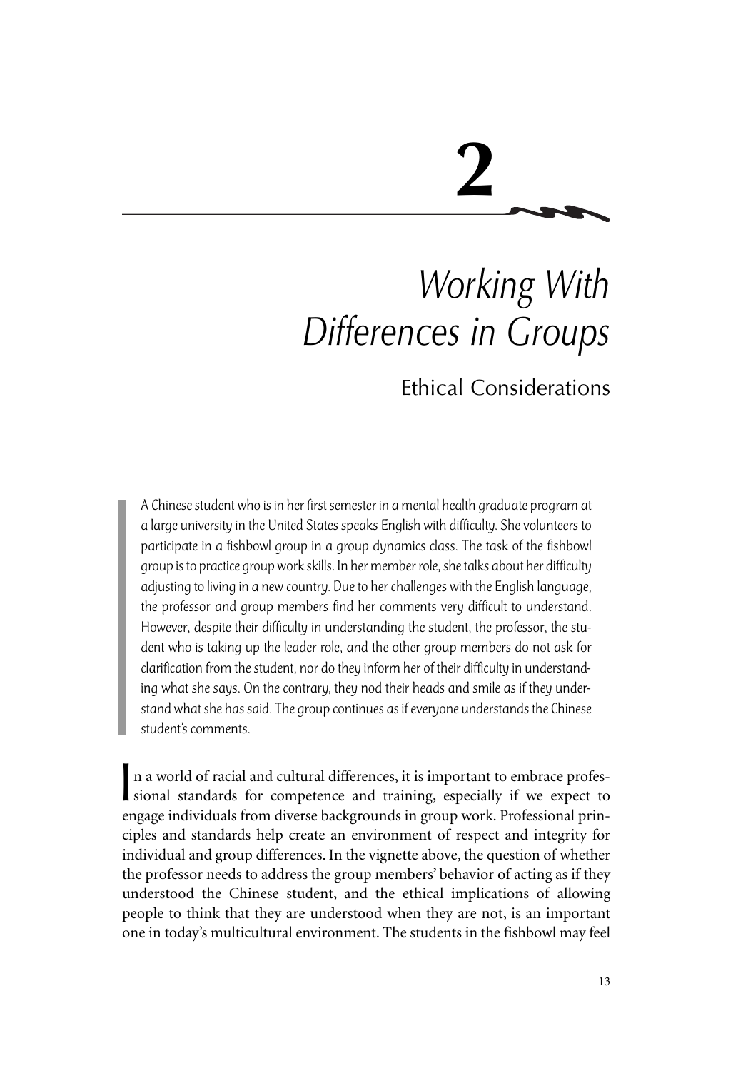# 2

# *Working With Differences in Groups*

## Ethical Considerations

> *A Chinese student who is in her first semester in a mental health graduate program at a large university in the United States speaks English with difficulty. She volunteers to participate in a fishbowl group in a group dynamics class. The task of the fishbowl group is to practice group work skills. In her member role, she talks about her difficulty adjusting to living in a new country. Due to her challenges with the English language, the professor and group members find her comments very difficult to understand. However, despite their difficulty in understanding the student, the professor, the student who is taking up the leader role, and the other group members do not ask for clarification from the student, nor do they inform her of their difficulty in understanding what she says. On the contrary, they nod their heads and smile as if they understand what she has said. The group continues as if everyone understands the Chinese student's comments.*

In a world of racial and cultural differences, it is important to embrace professional standards for competence and training, especially if we expect to engage individuals from diverse backgrounds in group work. Professional principles and standards help create an environment of respect and integrity for individual and group differences. In the vignette above, the question of whether the professor needs to address the group members' behavior of acting as if they understood the Chinese student, and the ethical implications of allowing people to think that they are understood when they are not, is an important one in today's multicultural environment. The students in the fishbowl may feel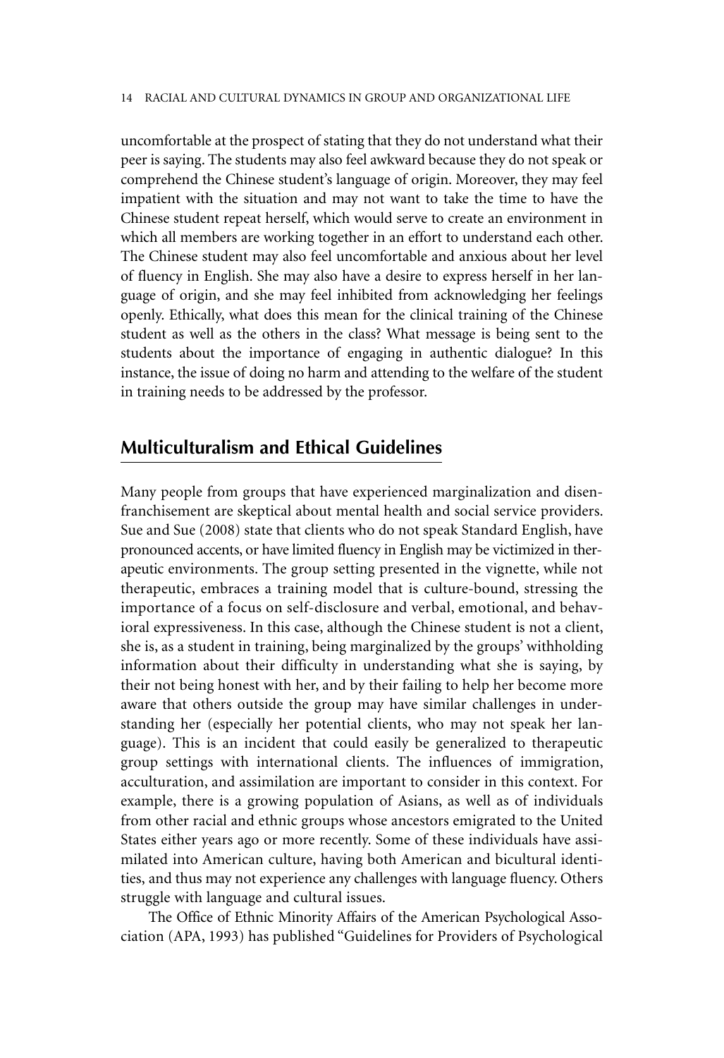uncomfortable at the prospect of stating that they do not understand what their peer is saying. The students may also feel awkward because they do not speak or comprehend the Chinese student's language of origin. Moreover, they may feel impatient with the situation and may not want to take the time to have the Chinese student repeat herself, which would serve to create an environment in which all members are working together in an effort to understand each other. The Chinese student may also feel uncomfortable and anxious about her level of fluency in English. She may also have a desire to express herself in her language of origin, and she may feel inhibited from acknowledging her feelings openly. Ethically, what does this mean for the clinical training of the Chinese student as well as the others in the class? What message is being sent to the students about the importance of engaging in authentic dialogue? In this instance, the issue of doing no harm and attending to the welfare of the student in training needs to be addressed by the professor.

## Multiculturalism and Ethical Guidelines

Many people from groups that have experienced marginalization and disenfranchisement are skeptical about mental health and social service providers. Sue and Sue (2008) state that clients who do not speak Standard English, have pronounced accents, or have limited fluency in English may be victimized in therapeutic environments. The group setting presented in the vignette, while not therapeutic, embraces a training model that is culture-bound, stressing the importance of a focus on self-disclosure and verbal, emotional, and behavioral expressiveness. In this case, although the Chinese student is not a client, she is, as a student in training, being marginalized by the groups' withholding information about their difficulty in understanding what she is saying, by their not being honest with her, and by their failing to help her become more aware that others outside the group may have similar challenges in understanding her (especially her potential clients, who may not speak her language). This is an incident that could easily be generalized to therapeutic group settings with international clients. The influences of immigration, acculturation, and assimilation are important to consider in this context. For example, there is a growing population of Asians, as well as of individuals from other racial and ethnic groups whose ancestors emigrated to the United States either years ago or more recently. Some of these individuals have assimilated into American culture, having both American and bicultural identities, and thus may not experience any challenges with language fluency. Others struggle with language and cultural issues.

The Office of Ethnic Minority Affairs of the American Psychological Association (APA, 1993) has published "Guidelines for Providers of Psychological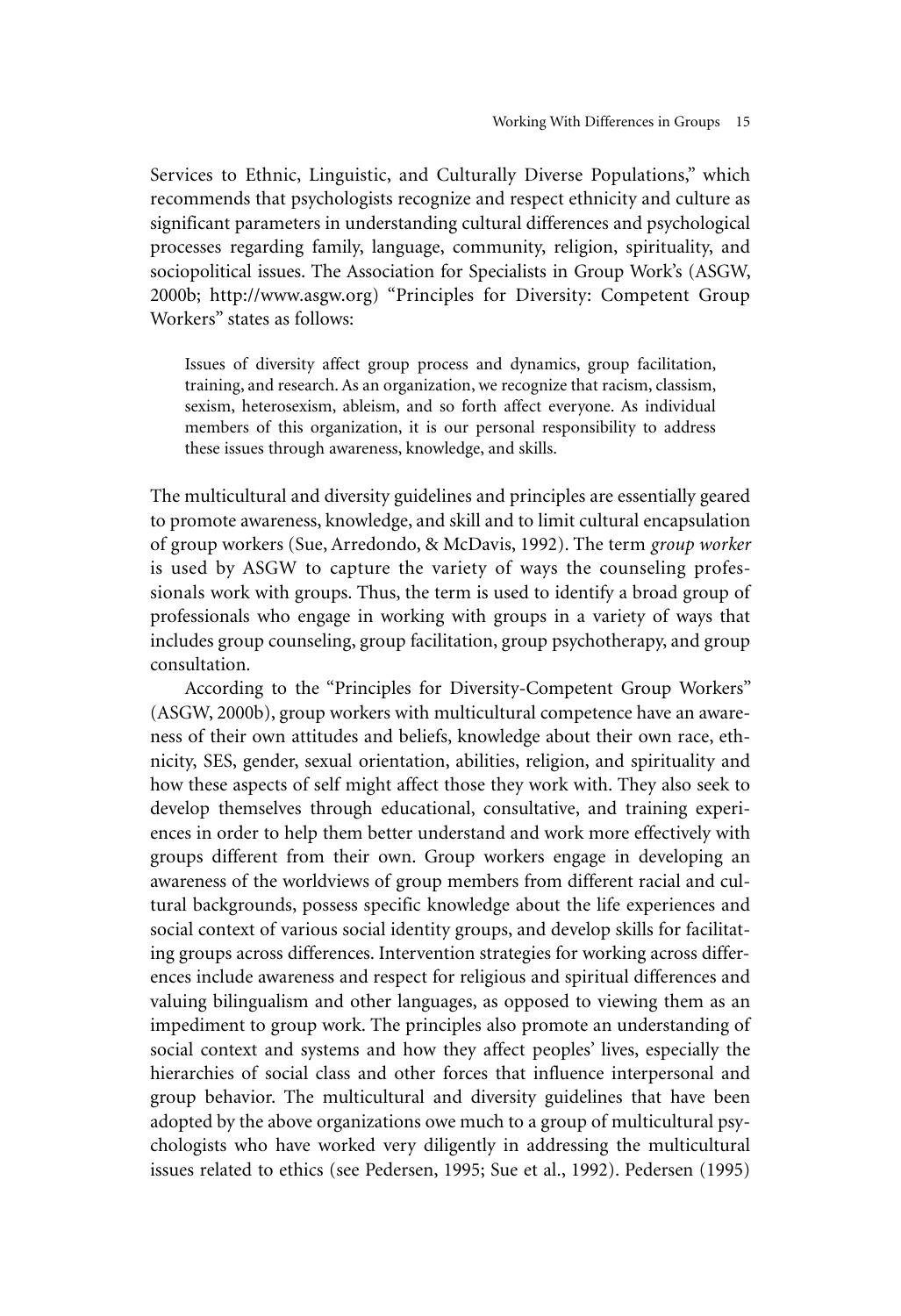Services to Ethnic, Linguistic, and Culturally Diverse Populations," which recommends that psychologists recognize and respect ethnicity and culture as significant parameters in understanding cultural differences and psychological processes regarding family, language, community, religion, spirituality, and sociopolitical issues. The Association for Specialists in Group Work's (ASGW, 2000b; http://www.asgw.org) "Principles for Diversity: Competent Group Workers" states as follows:

> Issues of diversity affect group process and dynamics, group facilitation, training, and research. As an organization, we recognize that racism, classism, sexism, heterosexism, ableism, and so forth affect everyone. As individual members of this organization, it is our personal responsibility to address these issues through awareness, knowledge, and skills.

The multicultural and diversity guidelines and principles are essentially geared to promote awareness, knowledge, and skill and to limit cultural encapsulation of group workers (Sue, Arredondo, & McDavis, 1992). The term *group worker* is used by ASGW to capture the variety of ways the counseling professionals work with groups. Thus, the term is used to identify a broad group of professionals who engage in working with groups in a variety of ways that includes group counseling, group facilitation, group psychotherapy, and group consultation.

According to the "Principles for Diversity-Competent Group Workers" (ASGW, 2000b), group workers with multicultural competence have an awareness of their own attitudes and beliefs, knowledge about their own race, ethnicity, SES, gender, sexual orientation, abilities, religion, and spirituality and how these aspects of self might affect those they work with. They also seek to develop themselves through educational, consultative, and training experiences in order to help them better understand and work more effectively with groups different from their own. Group workers engage in developing an awareness of the worldviews of group members from different racial and cultural backgrounds, possess specific knowledge about the life experiences and social context of various social identity groups, and develop skills for facilitating groups across differences. Intervention strategies for working across differences include awareness and respect for religious and spiritual differences and valuing bilingualism and other languages, as opposed to viewing them as an impediment to group work. The principles also promote an understanding of social context and systems and how they affect peoples' lives, especially the hierarchies of social class and other forces that influence interpersonal and group behavior. The multicultural and diversity guidelines that have been adopted by the above organizations owe much to a group of multicultural psychologists who have worked very diligently in addressing the multicultural issues related to ethics (see Pedersen, 1995; Sue et al., 1992). Pedersen (1995)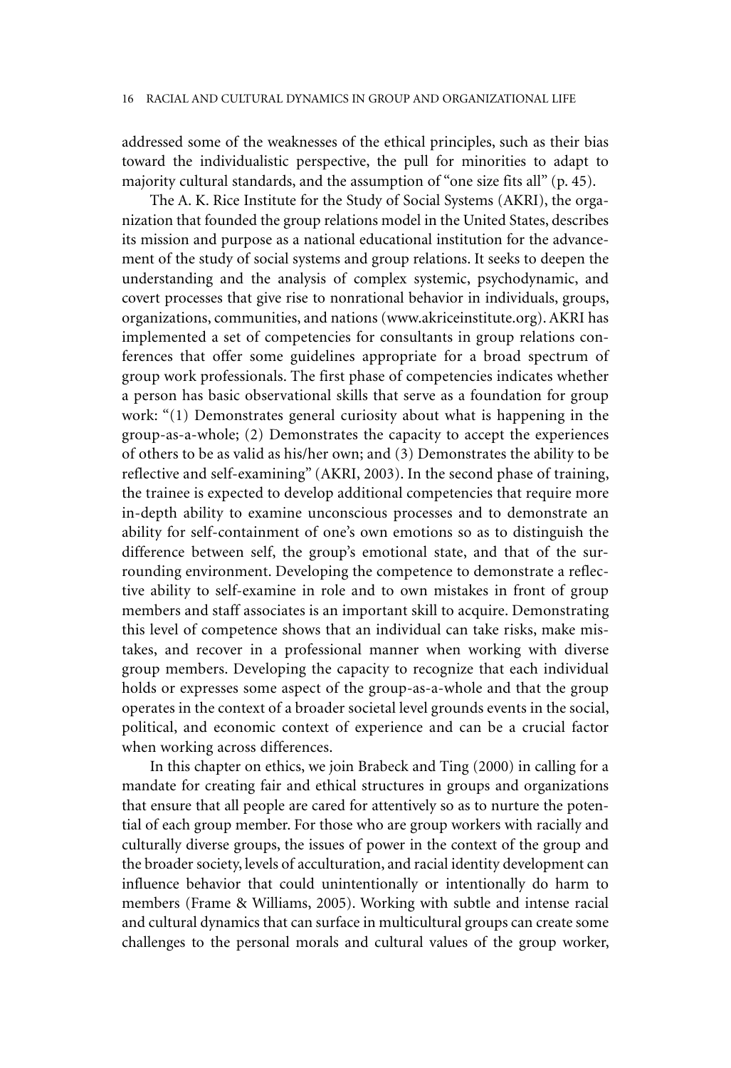addressed some of the weaknesses of the ethical principles, such as their bias toward the individualistic perspective, the pull for minorities to adapt to majority cultural standards, and the assumption of "one size fits all" (p. 45).

The A. K. Rice Institute for the Study of Social Systems (AKRI), the organization that founded the group relations model in the United States, describes its mission and purpose as a national educational institution for the advancement of the study of social systems and group relations. It seeks to deepen the understanding and the analysis of complex systemic, psychodynamic, and covert processes that give rise to nonrational behavior in individuals, groups, organizations, communities, and nations (www.akriceinstitute.org). AKRI has implemented a set of competencies for consultants in group relations conferences that offer some guidelines appropriate for a broad spectrum of group work professionals. The first phase of competencies indicates whether a person has basic observational skills that serve as a foundation for group work: "(1) Demonstrates general curiosity about what is happening in the group-as-a-whole; (2) Demonstrates the capacity to accept the experiences of others to be as valid as his/her own; and (3) Demonstrates the ability to be reflective and self-examining" (AKRI, 2003). In the second phase of training, the trainee is expected to develop additional competencies that require more in-depth ability to examine unconscious processes and to demonstrate an ability for self-containment of one's own emotions so as to distinguish the difference between self, the group's emotional state, and that of the surrounding environment. Developing the competence to demonstrate a reflective ability to self-examine in role and to own mistakes in front of group members and staff associates is an important skill to acquire. Demonstrating this level of competence shows that an individual can take risks, make mistakes, and recover in a professional manner when working with diverse group members. Developing the capacity to recognize that each individual holds or expresses some aspect of the group-as-a-whole and that the group operates in the context of a broader societal level grounds events in the social, political, and economic context of experience and can be a crucial factor when working across differences.

In this chapter on ethics, we join Brabeck and Ting (2000) in calling for a mandate for creating fair and ethical structures in groups and organizations that ensure that all people are cared for attentively so as to nurture the potential of each group member. For those who are group workers with racially and culturally diverse groups, the issues of power in the context of the group and the broader society, levels of acculturation, and racial identity development can influence behavior that could unintentionally or intentionally do harm to members (Frame & Williams, 2005). Working with subtle and intense racial and cultural dynamics that can surface in multicultural groups can create some challenges to the personal morals and cultural values of the group worker,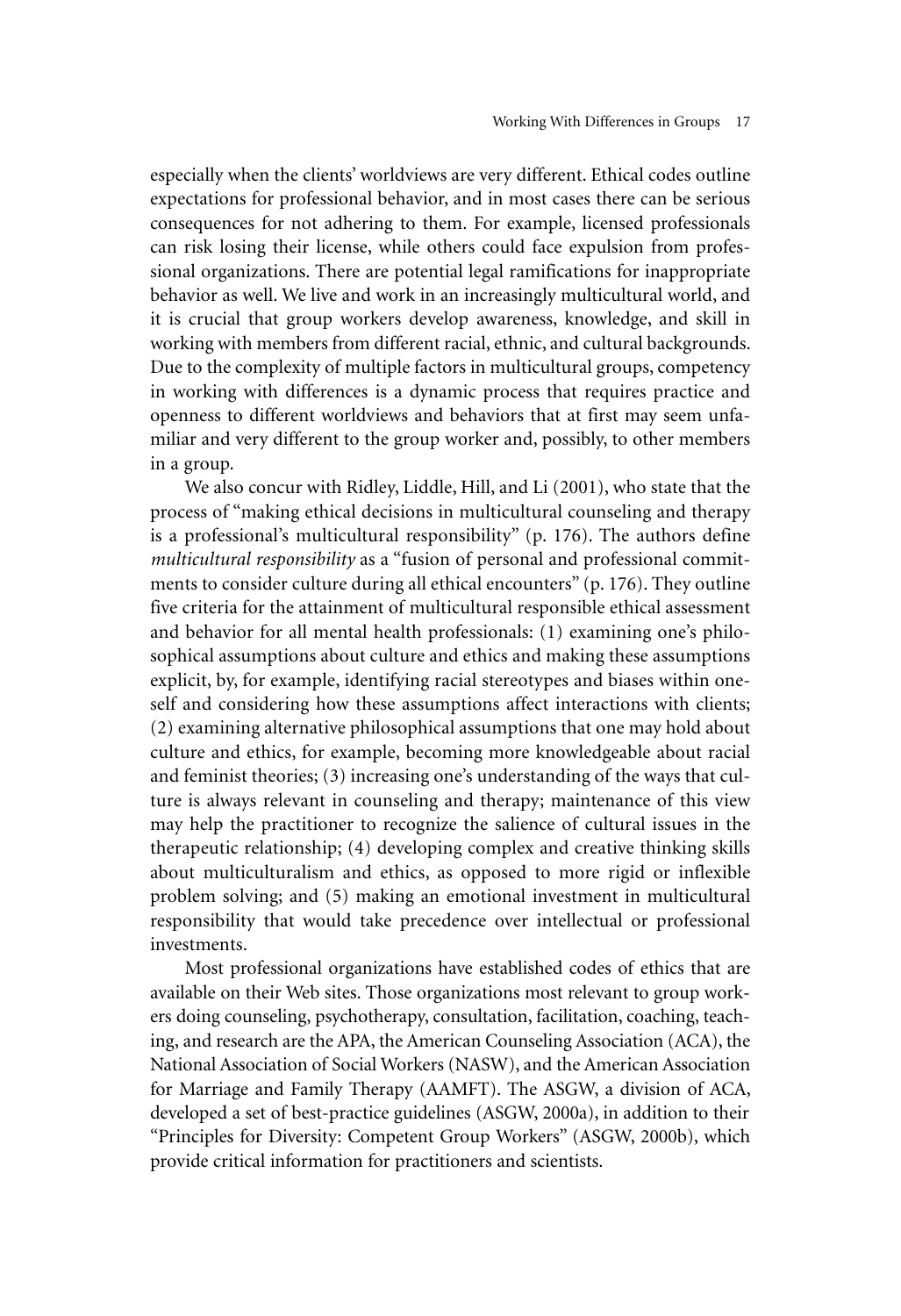especially when the clients' worldviews are very different. Ethical codes outline expectations for professional behavior, and in most cases there can be serious consequences for not adhering to them. For example, licensed professionals can risk losing their license, while others could face expulsion from professional organizations. There are potential legal ramifications for inappropriate behavior as well. We live and work in an increasingly multicultural world, and it is crucial that group workers develop awareness, knowledge, and skill in working with members from different racial, ethnic, and cultural backgrounds. Due to the complexity of multiple factors in multicultural groups, competency in working with differences is a dynamic process that requires practice and openness to different worldviews and behaviors that at first may seem unfamiliar and very different to the group worker and, possibly, to other members in a group.

We also concur with Ridley, Liddle, Hill, and Li (2001), who state that the process of "making ethical decisions in multicultural counseling and therapy is a professional's multicultural responsibility" (p. 176). The authors define *multicultural responsibility* as a "fusion of personal and professional commitments to consider culture during all ethical encounters" (p. 176). They outline five criteria for the attainment of multicultural responsible ethical assessment and behavior for all mental health professionals: (1) examining one's philosophical assumptions about culture and ethics and making these assumptions explicit, by, for example, identifying racial stereotypes and biases within oneself and considering how these assumptions affect interactions with clients; (2) examining alternative philosophical assumptions that one may hold about culture and ethics, for example, becoming more knowledgeable about racial and feminist theories; (3) increasing one's understanding of the ways that culture is always relevant in counseling and therapy; maintenance of this view may help the practitioner to recognize the salience of cultural issues in the therapeutic relationship; (4) developing complex and creative thinking skills about multiculturalism and ethics, as opposed to more rigid or inflexible problem solving; and (5) making an emotional investment in multicultural responsibility that would take precedence over intellectual or professional investments.

Most professional organizations have established codes of ethics that are available on their Web sites. Those organizations most relevant to group workers doing counseling, psychotherapy, consultation, facilitation, coaching, teaching, and research are the APA, the American Counseling Association (ACA), the National Association of Social Workers (NASW), and the American Association for Marriage and Family Therapy (AAMFT). The ASGW, a division of ACA, developed a set of best-practice guidelines (ASGW, 2000a), in addition to their "Principles for Diversity: Competent Group Workers" (ASGW, 2000b), which provide critical information for practitioners and scientists.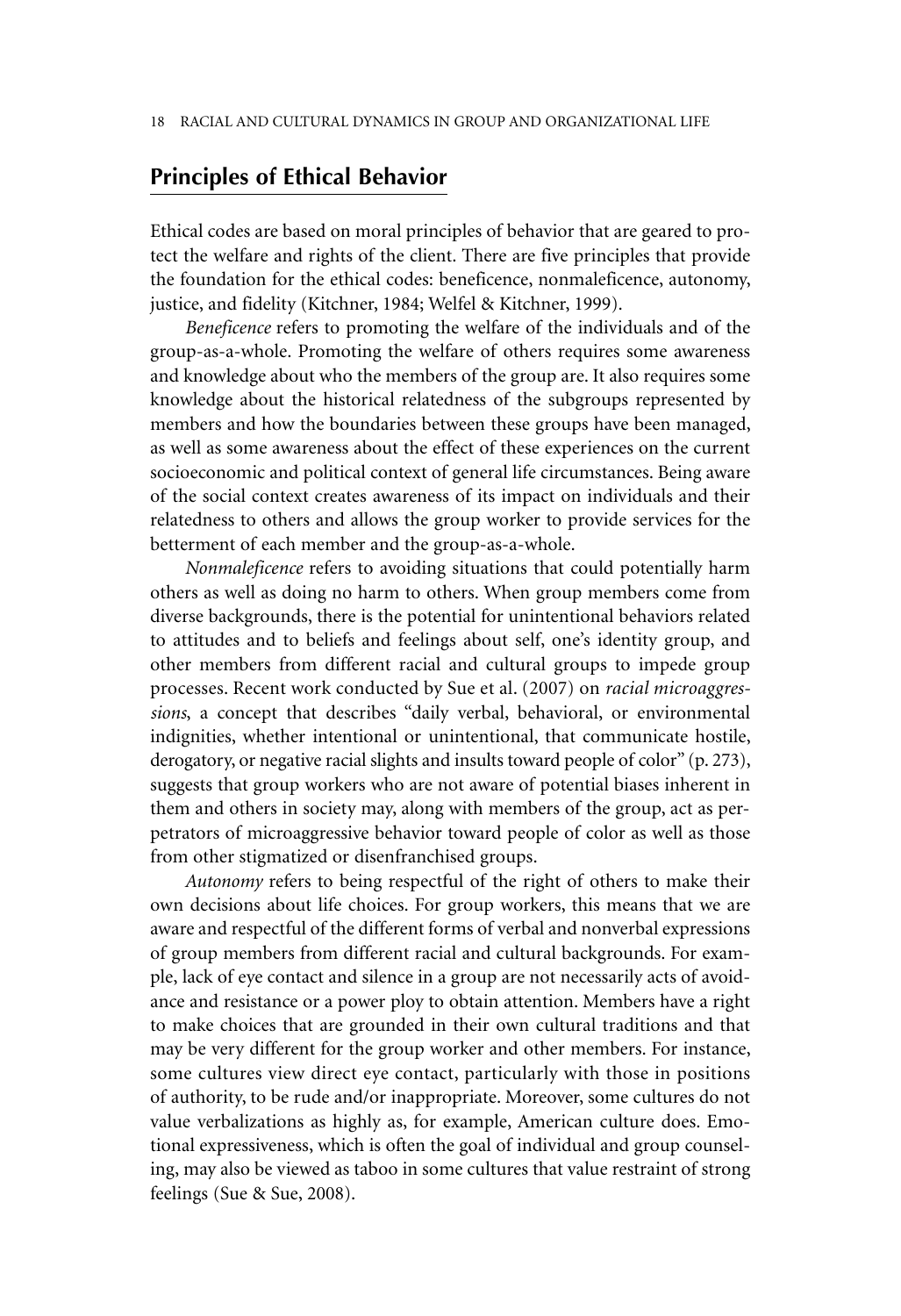## Principles of Ethical Behavior

Ethical codes are based on moral principles of behavior that are geared to protect the welfare and rights of the client. There are five principles that provide the foundation for the ethical codes: beneficence, nonmaleficence, autonomy, justice, and fidelity (Kitchner, 1984; Welfel & Kitchner, 1999).

*Beneficence* refers to promoting the welfare of the individuals and of the group-as-a-whole. Promoting the welfare of others requires some awareness and knowledge about who the members of the group are. It also requires some knowledge about the historical relatedness of the subgroups represented by members and how the boundaries between these groups have been managed, as well as some awareness about the effect of these experiences on the current socioeconomic and political context of general life circumstances. Being aware of the social context creates awareness of its impact on individuals and their relatedness to others and allows the group worker to provide services for the betterment of each member and the group-as-a-whole.

*Nonmaleficence* refers to avoiding situations that could potentially harm others as well as doing no harm to others. When group members come from diverse backgrounds, there is the potential for unintentional behaviors related to attitudes and to beliefs and feelings about self, one's identity group, and other members from different racial and cultural groups to impede group processes. Recent work conducted by Sue et al. (2007) on *racial microaggressions*, a concept that describes "daily verbal, behavioral, or environmental indignities, whether intentional or unintentional, that communicate hostile, derogatory, or negative racial slights and insults toward people of color" (p. 273), suggests that group workers who are not aware of potential biases inherent in them and others in society may, along with members of the group, act as perpetrators of microaggressive behavior toward people of color as well as those from other stigmatized or disenfranchised groups.

*Autonomy* refers to being respectful of the right of others to make their own decisions about life choices. For group workers, this means that we are aware and respectful of the different forms of verbal and nonverbal expressions of group members from different racial and cultural backgrounds. For example, lack of eye contact and silence in a group are not necessarily acts of avoidance and resistance or a power ploy to obtain attention. Members have a right to make choices that are grounded in their own cultural traditions and that may be very different for the group worker and other members. For instance, some cultures view direct eye contact, particularly with those in positions of authority, to be rude and/or inappropriate. Moreover, some cultures do not value verbalizations as highly as, for example, American culture does. Emotional expressiveness, which is often the goal of individual and group counseling, may also be viewed as taboo in some cultures that value restraint of strong feelings (Sue & Sue, 2008).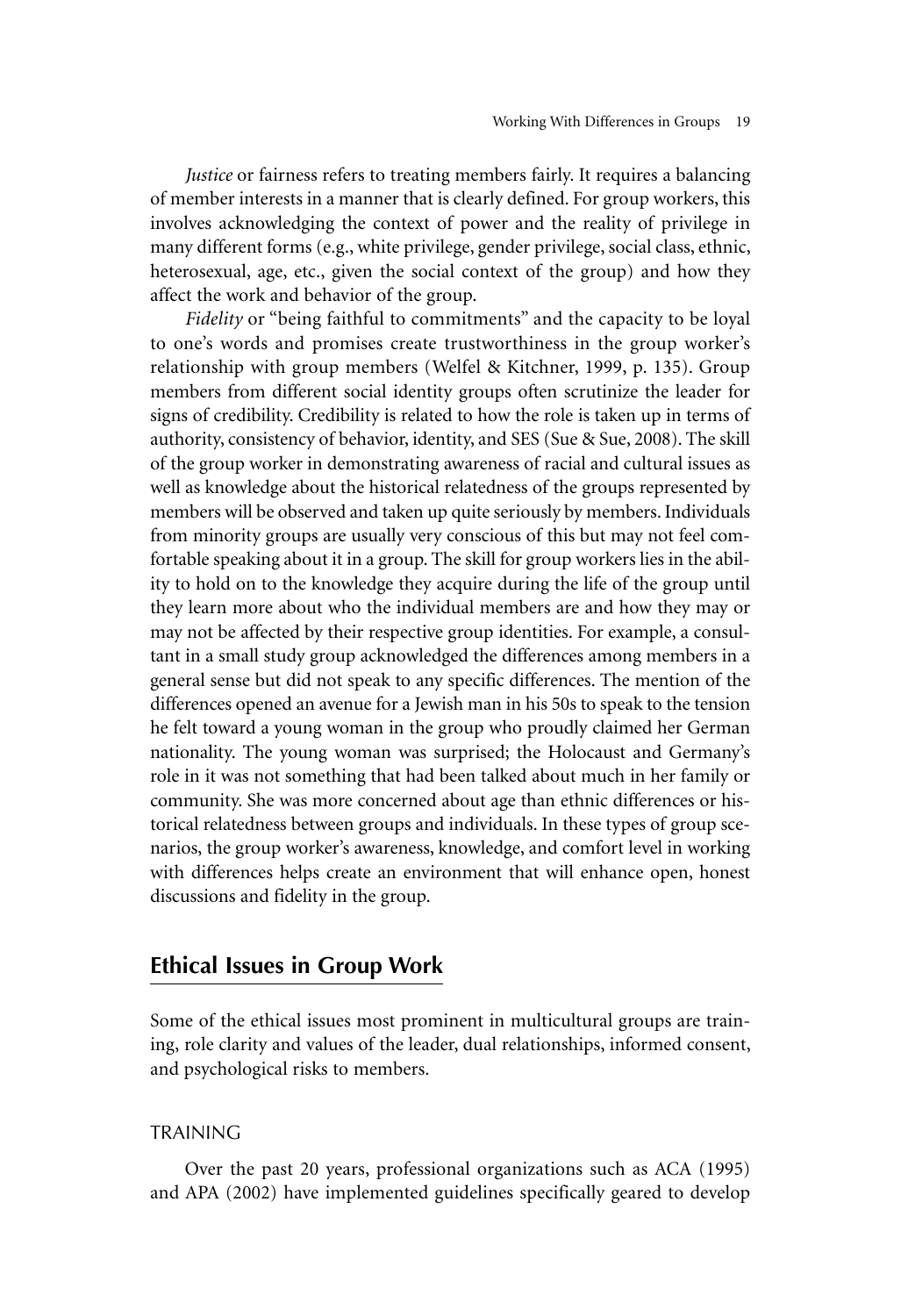*Justice* or fairness refers to treating members fairly. It requires a balancing of member interests in a manner that is clearly defined. For group workers, this involves acknowledging the context of power and the reality of privilege in many different forms (e.g., white privilege, gender privilege, social class, ethnic, heterosexual, age, etc., given the social context of the group) and how they affect the work and behavior of the group.

*Fidelity* or "being faithful to commitments" and the capacity to be loyal to one's words and promises create trustworthiness in the group worker's relationship with group members (Welfel & Kitchner, 1999, p. 135). Group members from different social identity groups often scrutinize the leader for signs of credibility. Credibility is related to how the role is taken up in terms of authority, consistency of behavior, identity, and SES (Sue & Sue, 2008). The skill of the group worker in demonstrating awareness of racial and cultural issues as well as knowledge about the historical relatedness of the groups represented by members will be observed and taken up quite seriously by members. Individuals from minority groups are usually very conscious of this but may not feel comfortable speaking about it in a group. The skill for group workers lies in the ability to hold on to the knowledge they acquire during the life of the group until they learn more about who the individual members are and how they may or may not be affected by their respective group identities. For example, a consultant in a small study group acknowledged the differences among members in a general sense but did not speak to any specific differences. The mention of the differences opened an avenue for a Jewish man in his 50s to speak to the tension he felt toward a young woman in the group who proudly claimed her German nationality. The young woman was surprised; the Holocaust and Germany's role in it was not something that had been talked about much in her family or community. She was more concerned about age than ethnic differences or historical relatedness between groups and individuals. In these types of group scenarios, the group worker's awareness, knowledge, and comfort level in working with differences helps create an environment that will enhance open, honest discussions and fidelity in the group.

## Ethical Issues in Group Work

Some of the ethical issues most prominent in multicultural groups are training, role clarity and values of the leader, dual relationships, informed consent, and psychological risks to members.

### TRAINING

Over the past 20 years, professional organizations such as ACA (1995) and APA (2002) have implemented guidelines specifically geared to develop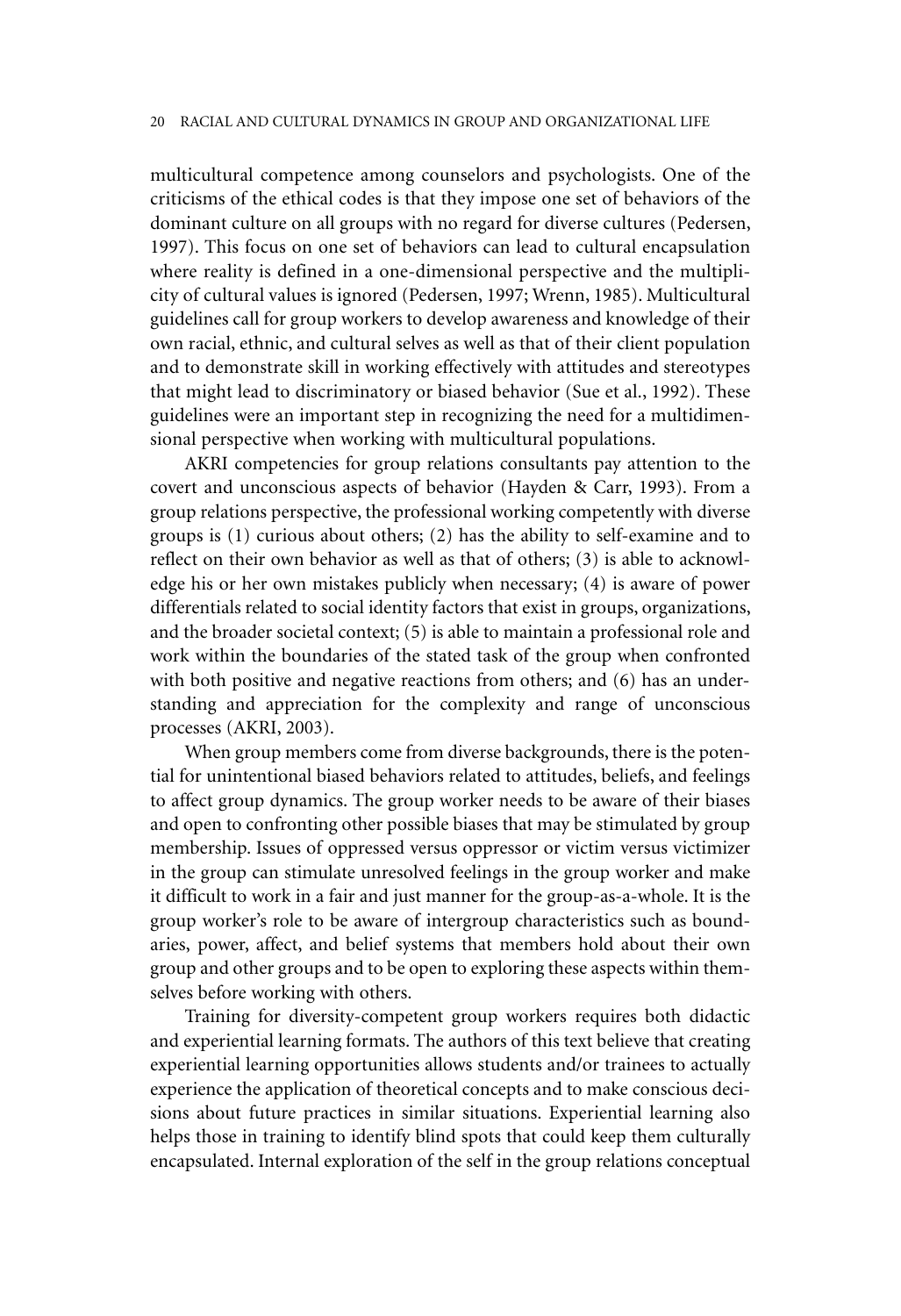multicultural competence among counselors and psychologists. One of the criticisms of the ethical codes is that they impose one set of behaviors of the dominant culture on all groups with no regard for diverse cultures (Pedersen, 1997). This focus on one set of behaviors can lead to cultural encapsulation where reality is defined in a one-dimensional perspective and the multiplicity of cultural values is ignored (Pedersen, 1997; Wrenn, 1985). Multicultural guidelines call for group workers to develop awareness and knowledge of their own racial, ethnic, and cultural selves as well as that of their client population and to demonstrate skill in working effectively with attitudes and stereotypes that might lead to discriminatory or biased behavior (Sue et al., 1992). These guidelines were an important step in recognizing the need for a multidimensional perspective when working with multicultural populations.

AKRI competencies for group relations consultants pay attention to the covert and unconscious aspects of behavior (Hayden & Carr, 1993). From a group relations perspective, the professional working competently with diverse groups is (1) curious about others; (2) has the ability to self-examine and to reflect on their own behavior as well as that of others; (3) is able to acknowledge his or her own mistakes publicly when necessary; (4) is aware of power differentials related to social identity factors that exist in groups, organizations, and the broader societal context; (5) is able to maintain a professional role and work within the boundaries of the stated task of the group when confronted with both positive and negative reactions from others; and (6) has an understanding and appreciation for the complexity and range of unconscious processes (AKRI, 2003).

When group members come from diverse backgrounds, there is the potential for unintentional biased behaviors related to attitudes, beliefs, and feelings to affect group dynamics. The group worker needs to be aware of their biases and open to confronting other possible biases that may be stimulated by group membership. Issues of oppressed versus oppressor or victim versus victimizer in the group can stimulate unresolved feelings in the group worker and make it difficult to work in a fair and just manner for the group-as-a-whole. It is the group worker's role to be aware of intergroup characteristics such as boundaries, power, affect, and belief systems that members hold about their own group and other groups and to be open to exploring these aspects within themselves before working with others.

Training for diversity-competent group workers requires both didactic and experiential learning formats. The authors of this text believe that creating experiential learning opportunities allows students and/or trainees to actually experience the application of theoretical concepts and to make conscious decisions about future practices in similar situations. Experiential learning also helps those in training to identify blind spots that could keep them culturally encapsulated. Internal exploration of the self in the group relations conceptual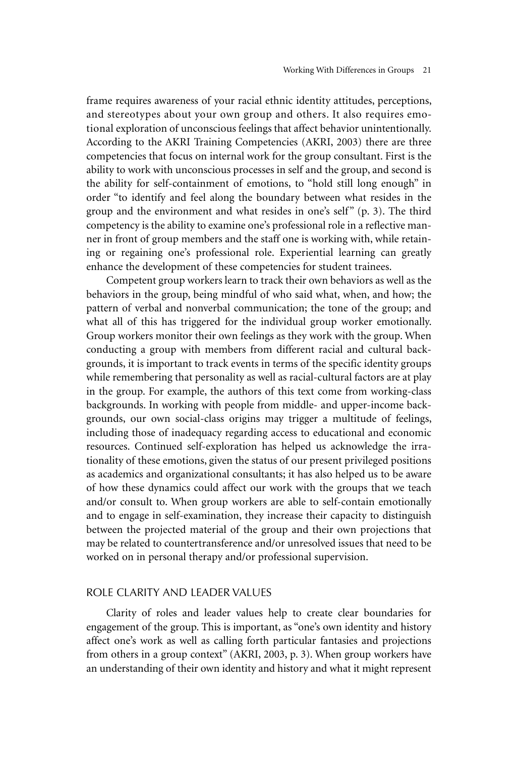frame requires awareness of your racial ethnic identity attitudes, perceptions, and stereotypes about your own group and others. It also requires emotional exploration of unconscious feelings that affect behavior unintentionally. According to the AKRI Training Competencies (AKRI, 2003) there are three competencies that focus on internal work for the group consultant. First is the ability to work with unconscious processes in self and the group, and second is the ability for self-containment of emotions, to "hold still long enough" in order "to identify and feel along the boundary between what resides in the group and the environment and what resides in one's self" (p. 3). The third competency is the ability to examine one's professional role in a reflective manner in front of group members and the staff one is working with, while retaining or regaining one's professional role. Experiential learning can greatly enhance the development of these competencies for student trainees.

Competent group workers learn to track their own behaviors as well as the behaviors in the group, being mindful of who said what, when, and how; the pattern of verbal and nonverbal communication; the tone of the group; and what all of this has triggered for the individual group worker emotionally. Group workers monitor their own feelings as they work with the group. When conducting a group with members from different racial and cultural backgrounds, it is important to track events in terms of the specific identity groups while remembering that personality as well as racial-cultural factors are at play in the group. For example, the authors of this text come from working-class backgrounds. In working with people from middle- and upper-income backgrounds, our own social-class origins may trigger a multitude of feelings, including those of inadequacy regarding access to educational and economic resources. Continued self-exploration has helped us acknowledge the irrationality of these emotions, given the status of our present privileged positions as academics and organizational consultants; it has also helped us to be aware of how these dynamics could affect our work with the groups that we teach and/or consult to. When group workers are able to self-contain emotionally and to engage in self-examination, they increase their capacity to distinguish between the projected material of the group and their own projections that may be related to countertransference and/or unresolved issues that need to be worked on in personal therapy and/or professional supervision.

## ROLE CLARITY AND LEADER VALUES

Clarity of roles and leader values help to create clear boundaries for engagement of the group. This is important, as "one's own identity and history affect one's work as well as calling forth particular fantasies and projections from others in a group context" (AKRI, 2003, p. 3). When group workers have an understanding of their own identity and history and what it might represent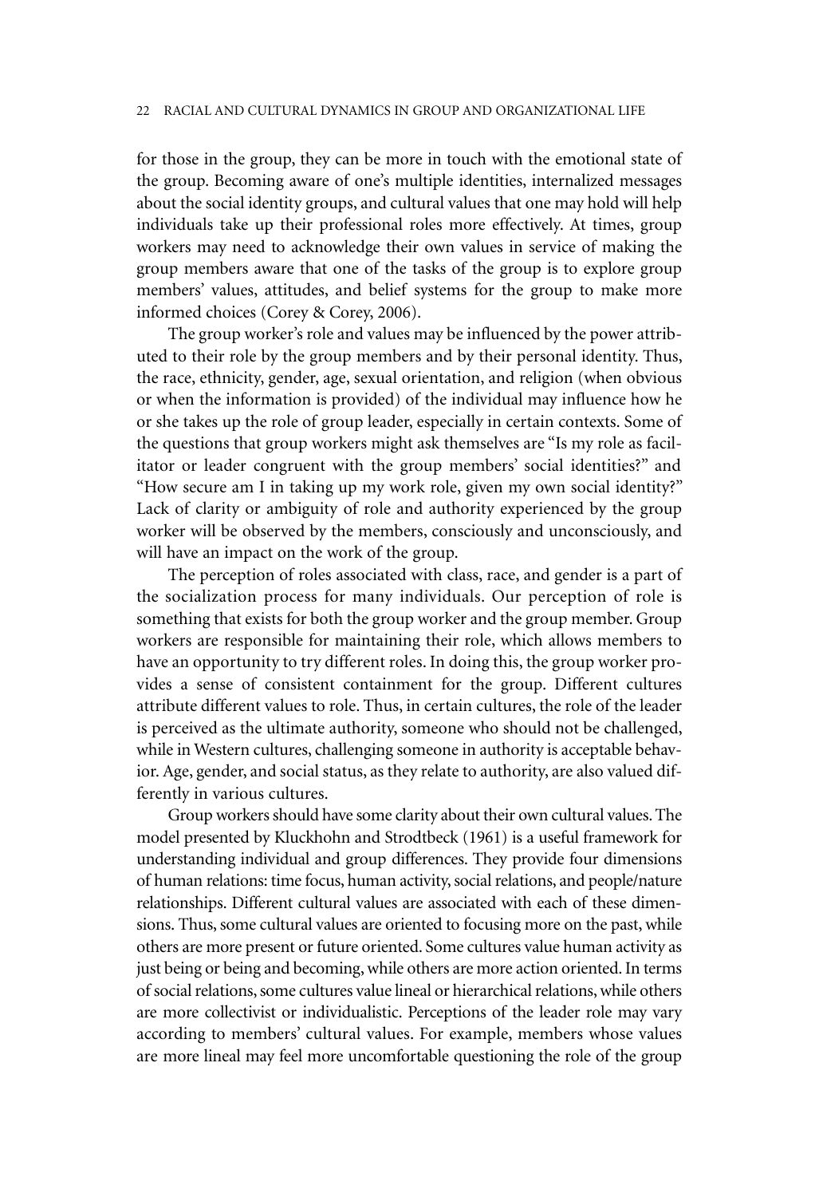for those in the group, they can be more in touch with the emotional state of the group. Becoming aware of one's multiple identities, internalized messages about the social identity groups, and cultural values that one may hold will help individuals take up their professional roles more effectively. At times, group workers may need to acknowledge their own values in service of making the group members aware that one of the tasks of the group is to explore group members' values, attitudes, and belief systems for the group to make more informed choices (Corey & Corey, 2006).

The group worker's role and values may be influenced by the power attributed to their role by the group members and by their personal identity. Thus, the race, ethnicity, gender, age, sexual orientation, and religion (when obvious or when the information is provided) of the individual may influence how he or she takes up the role of group leader, especially in certain contexts. Some of the questions that group workers might ask themselves are "Is my role as facilitator or leader congruent with the group members' social identities?" and "How secure am I in taking up my work role, given my own social identity?" Lack of clarity or ambiguity of role and authority experienced by the group worker will be observed by the members, consciously and unconsciously, and will have an impact on the work of the group.

The perception of roles associated with class, race, and gender is a part of the socialization process for many individuals. Our perception of role is something that exists for both the group worker and the group member. Group workers are responsible for maintaining their role, which allows members to have an opportunity to try different roles. In doing this, the group worker provides a sense of consistent containment for the group. Different cultures attribute different values to role. Thus, in certain cultures, the role of the leader is perceived as the ultimate authority, someone who should not be challenged, while in Western cultures, challenging someone in authority is acceptable behavior. Age, gender, and social status, as they relate to authority, are also valued differently in various cultures.

Group workers should have some clarity about their own cultural values. The model presented by Kluckhohn and Strodtbeck (1961) is a useful framework for understanding individual and group differences. They provide four dimensions of human relations: time focus, human activity, social relations, and people/nature relationships. Different cultural values are associated with each of these dimensions. Thus, some cultural values are oriented to focusing more on the past, while others are more present or future oriented. Some cultures value human activity as just being or being and becoming, while others are more action oriented. In terms of social relations, some cultures value lineal or hierarchical relations, while others are more collectivist or individualistic. Perceptions of the leader role may vary according to members' cultural values. For example, members whose values are more lineal may feel more uncomfortable questioning the role of the group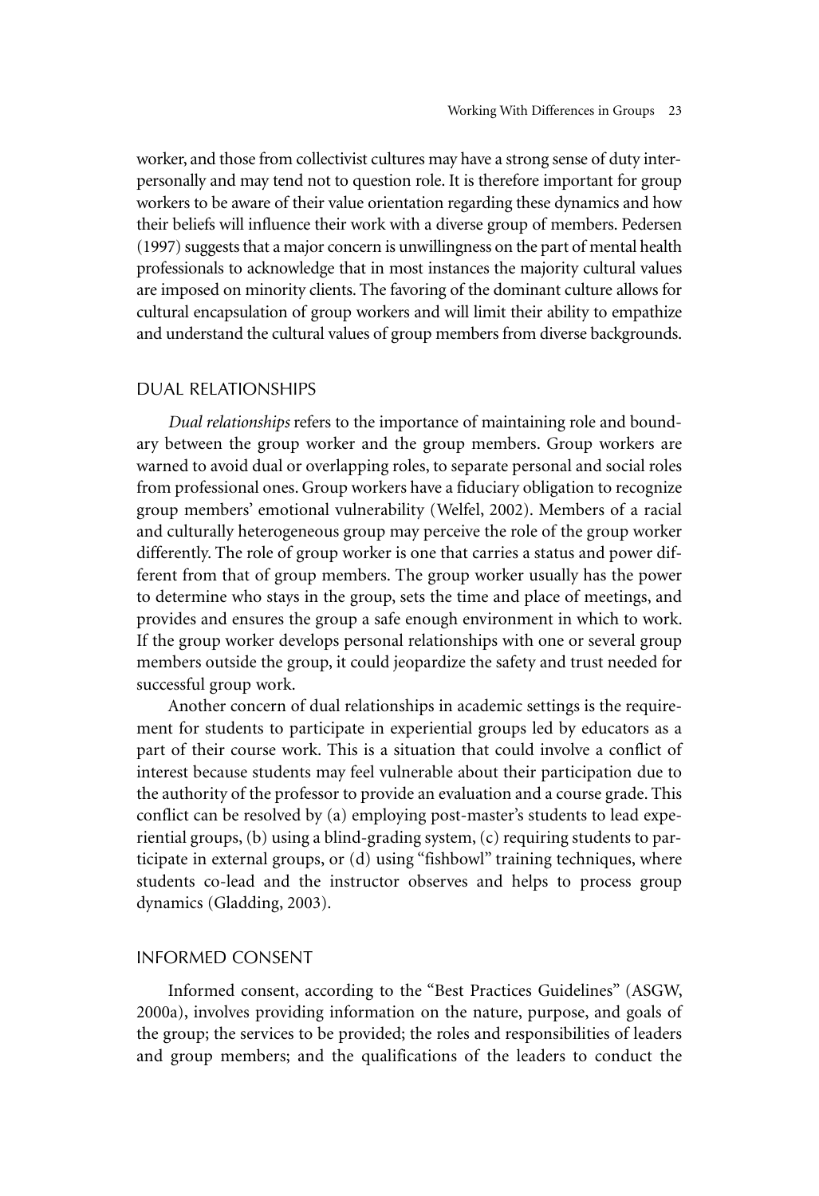worker, and those from collectivist cultures may have a strong sense of duty interpersonally and may tend not to question role. It is therefore important for group workers to be aware of their value orientation regarding these dynamics and how their beliefs will influence their work with a diverse group of members. Pedersen (1997) suggests that a major concern is unwillingness on the part of mental health professionals to acknowledge that in most instances the majority cultural values are imposed on minority clients. The favoring of the dominant culture allows for cultural encapsulation of group workers and will limit their ability to empathize and understand the cultural values of group members from diverse backgrounds.

## DUAL RELATIONSHIPS

*Dual relationships* refers to the importance of maintaining role and boundary between the group worker and the group members. Group workers are warned to avoid dual or overlapping roles, to separate personal and social roles from professional ones. Group workers have a fiduciary obligation to recognize group members' emotional vulnerability (Welfel, 2002). Members of a racial and culturally heterogeneous group may perceive the role of the group worker differently. The role of group worker is one that carries a status and power different from that of group members. The group worker usually has the power to determine who stays in the group, sets the time and place of meetings, and provides and ensures the group a safe enough environment in which to work. If the group worker develops personal relationships with one or several group members outside the group, it could jeopardize the safety and trust needed for successful group work.

Another concern of dual relationships in academic settings is the requirement for students to participate in experiential groups led by educators as a part of their course work. This is a situation that could involve a conflict of interest because students may feel vulnerable about their participation due to the authority of the professor to provide an evaluation and a course grade. This conflict can be resolved by (a) employing post-master's students to lead experiential groups, (b) using a blind-grading system, (c) requiring students to participate in external groups, or (d) using "fishbowl" training techniques, where students co-lead and the instructor observes and helps to process group dynamics (Gladding, 2003).

## INFORMED CONSENT

Informed consent, according to the "Best Practices Guidelines" (ASGW, 2000a), involves providing information on the nature, purpose, and goals of the group; the services to be provided; the roles and responsibilities of leaders and group members; and the qualifications of the leaders to conduct the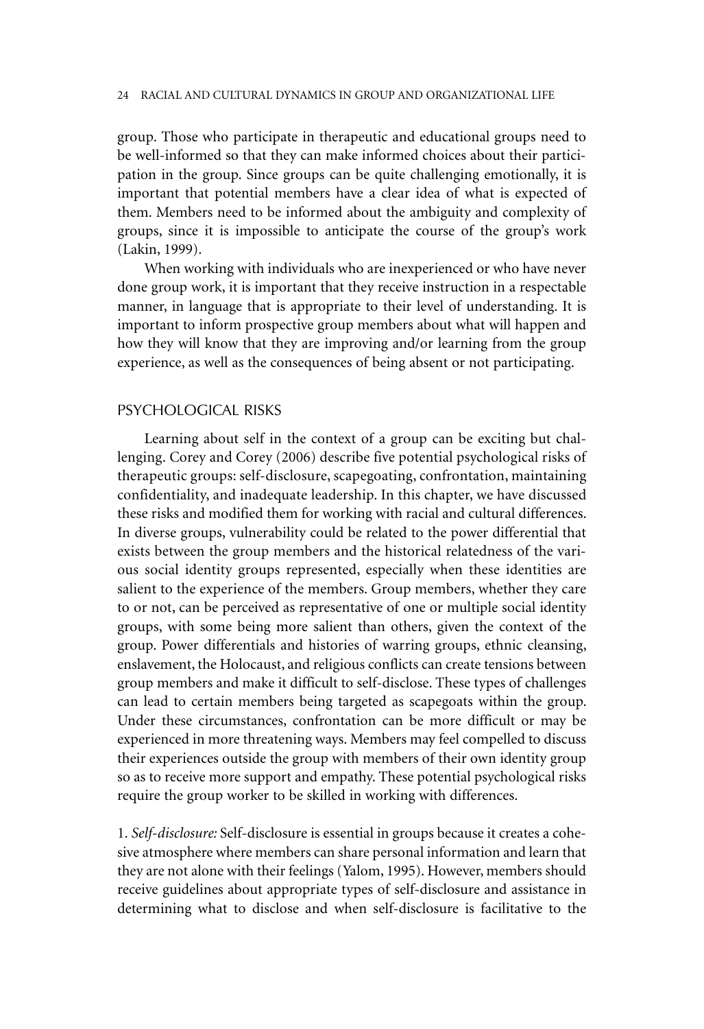group. Those who participate in therapeutic and educational groups need to be well-informed so that they can make informed choices about their participation in the group. Since groups can be quite challenging emotionally, it is important that potential members have a clear idea of what is expected of them. Members need to be informed about the ambiguity and complexity of groups, since it is impossible to anticipate the course of the group's work (Lakin, 1999).

When working with individuals who are inexperienced or who have never done group work, it is important that they receive instruction in a respectable manner, in language that is appropriate to their level of understanding. It is important to inform prospective group members about what will happen and how they will know that they are improving and/or learning from the group experience, as well as the consequences of being absent or not participating.

## PSYCHOLOGICAL RISKS

Learning about self in the context of a group can be exciting but challenging. Corey and Corey (2006) describe five potential psychological risks of therapeutic groups: self-disclosure, scapegoating, confrontation, maintaining confidentiality, and inadequate leadership. In this chapter, we have discussed these risks and modified them for working with racial and cultural differences. In diverse groups, vulnerability could be related to the power differential that exists between the group members and the historical relatedness of the various social identity groups represented, especially when these identities are salient to the experience of the members. Group members, whether they care to or not, can be perceived as representative of one or multiple social identity groups, with some being more salient than others, given the context of the group. Power differentials and histories of warring groups, ethnic cleansing, enslavement, the Holocaust, and religious conflicts can create tensions between group members and make it difficult to self-disclose. These types of challenges can lead to certain members being targeted as scapegoats within the group. Under these circumstances, confrontation can be more difficult or may be experienced in more threatening ways. Members may feel compelled to discuss their experiences outside the group with members of their own identity group so as to receive more support and empathy. These potential psychological risks require the group worker to be skilled in working with differences.

1. *Self-disclosure:* Self-disclosure is essential in groups because it creates a cohesive atmosphere where members can share personal information and learn that they are not alone with their feelings (Yalom, 1995). However, members should receive guidelines about appropriate types of self-disclosure and assistance in determining what to disclose and when self-disclosure is facilitative to the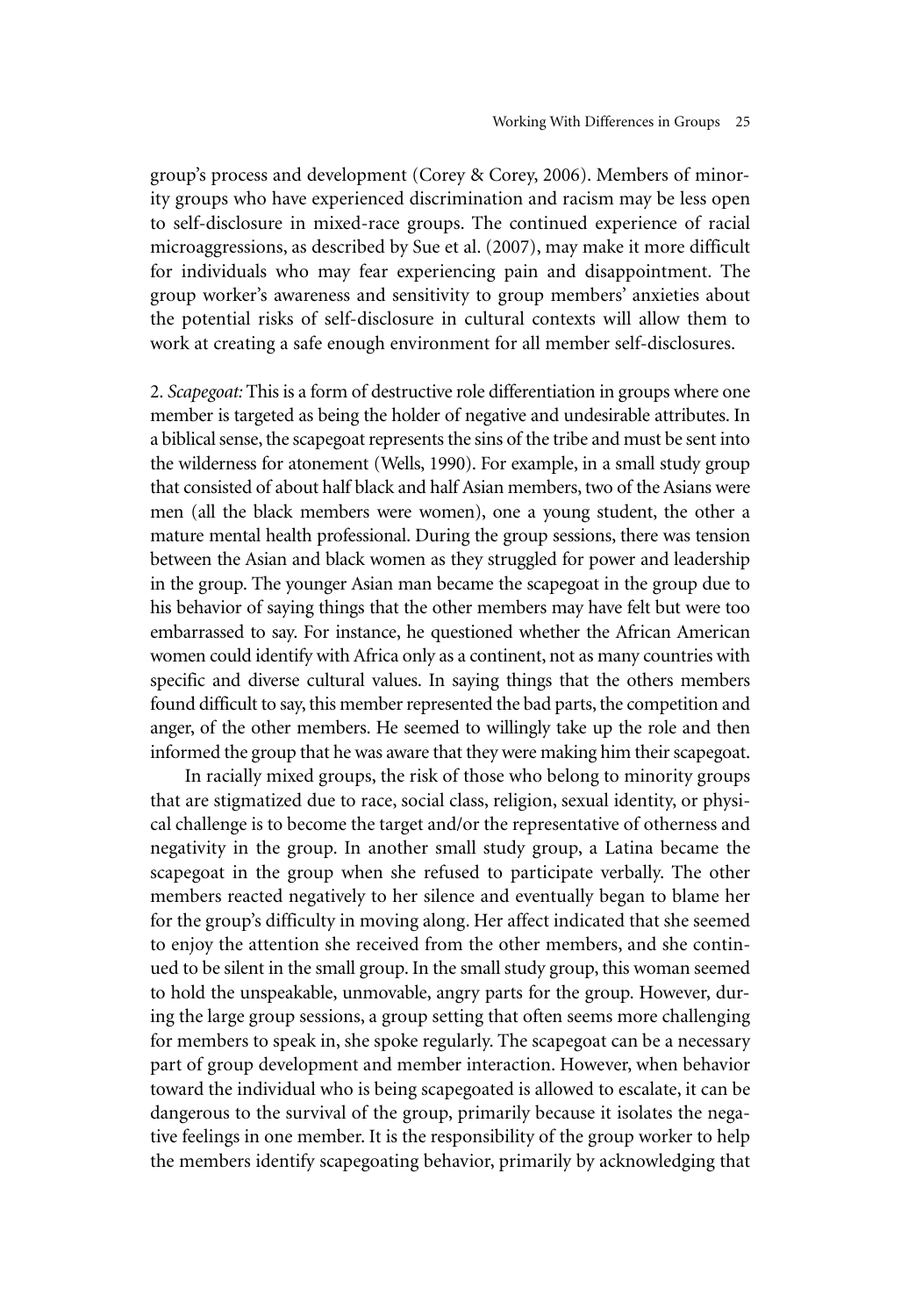group's process and development (Corey & Corey, 2006). Members of minority groups who have experienced discrimination and racism may be less open to self-disclosure in mixed-race groups. The continued experience of racial microaggressions, as described by Sue et al. (2007), may make it more difficult for individuals who may fear experiencing pain and disappointment. The group worker's awareness and sensitivity to group members' anxieties about the potential risks of self-disclosure in cultural contexts will allow them to work at creating a safe enough environment for all member self-disclosures.

2. *Scapegoat:* This is a form of destructive role differentiation in groups where one member is targeted as being the holder of negative and undesirable attributes. In a biblical sense, the scapegoat represents the sins of the tribe and must be sent into the wilderness for atonement (Wells, 1990). For example, in a small study group that consisted of about half black and half Asian members, two of the Asians were men (all the black members were women), one a young student, the other a mature mental health professional. During the group sessions, there was tension between the Asian and black women as they struggled for power and leadership in the group. The younger Asian man became the scapegoat in the group due to his behavior of saying things that the other members may have felt but were too embarrassed to say. For instance, he questioned whether the African American women could identify with Africa only as a continent, not as many countries with specific and diverse cultural values. In saying things that the others members found difficult to say, this member represented the bad parts, the competition and anger, of the other members. He seemed to willingly take up the role and then informed the group that he was aware that they were making him their scapegoat.

In racially mixed groups, the risk of those who belong to minority groups that are stigmatized due to race, social class, religion, sexual identity, or physical challenge is to become the target and/or the representative of otherness and negativity in the group. In another small study group, a Latina became the scapegoat in the group when she refused to participate verbally. The other members reacted negatively to her silence and eventually began to blame her for the group's difficulty in moving along. Her affect indicated that she seemed to enjoy the attention she received from the other members, and she continued to be silent in the small group. In the small study group, this woman seemed to hold the unspeakable, unmovable, angry parts for the group. However, during the large group sessions, a group setting that often seems more challenging for members to speak in, she spoke regularly. The scapegoat can be a necessary part of group development and member interaction. However, when behavior toward the individual who is being scapegoated is allowed to escalate, it can be dangerous to the survival of the group, primarily because it isolates the negative feelings in one member. It is the responsibility of the group worker to help the members identify scapegoating behavior, primarily by acknowledging that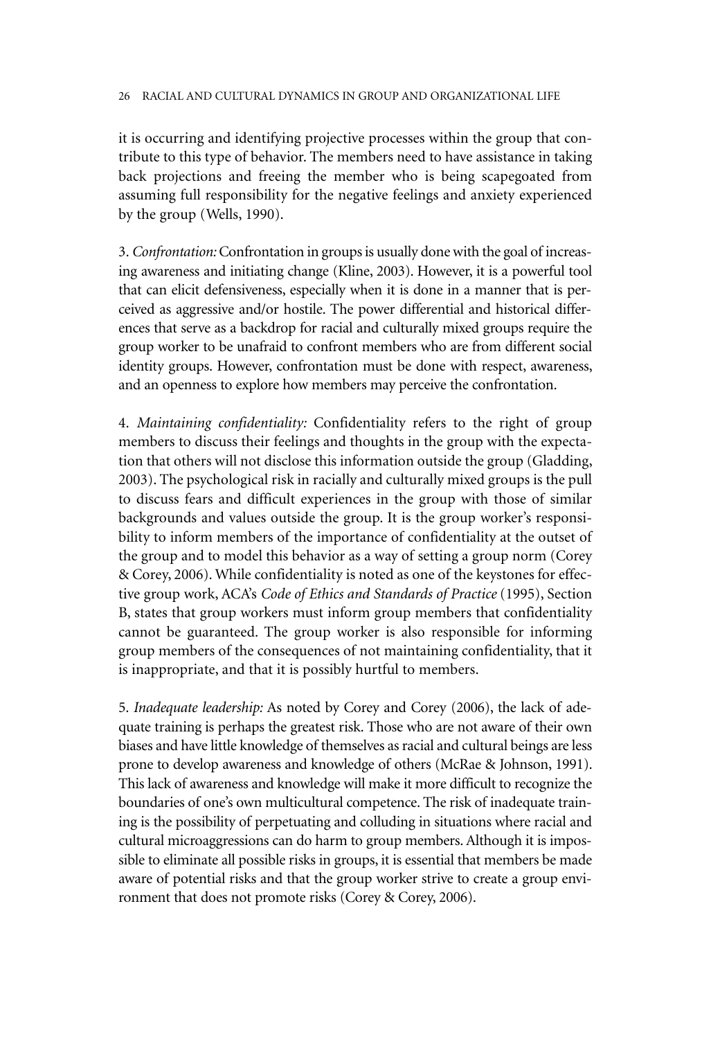it is occurring and identifying projective processes within the group that contribute to this type of behavior. The members need to have assistance in taking back projections and freeing the member who is being scapegoated from assuming full responsibility for the negative feelings and anxiety experienced by the group (Wells, 1990).

3. *Confrontation:* Confrontation in groups is usually done with the goal of increasing awareness and initiating change (Kline, 2003). However, it is a powerful tool that can elicit defensiveness, especially when it is done in a manner that is perceived as aggressive and/or hostile. The power differential and historical differences that serve as a backdrop for racial and culturally mixed groups require the group worker to be unafraid to confront members who are from different social identity groups. However, confrontation must be done with respect, awareness, and an openness to explore how members may perceive the confrontation.

4. *Maintaining confidentiality:* Confidentiality refers to the right of group members to discuss their feelings and thoughts in the group with the expectation that others will not disclose this information outside the group (Gladding, 2003). The psychological risk in racially and culturally mixed groups is the pull to discuss fears and difficult experiences in the group with those of similar backgrounds and values outside the group. It is the group worker's responsibility to inform members of the importance of confidentiality at the outset of the group and to model this behavior as a way of setting a group norm (Corey & Corey, 2006). While confidentiality is noted as one of the keystones for effective group work, ACA's *Code of Ethics and Standards of Practice* (1995), Section B, states that group workers must inform group members that confidentiality cannot be guaranteed. The group worker is also responsible for informing group members of the consequences of not maintaining confidentiality, that it is inappropriate, and that it is possibly hurtful to members.

5. *Inadequate leadership:* As noted by Corey and Corey (2006), the lack of adequate training is perhaps the greatest risk. Those who are not aware of their own biases and have little knowledge of themselves as racial and cultural beings are less prone to develop awareness and knowledge of others (McRae & Johnson, 1991). This lack of awareness and knowledge will make it more difficult to recognize the boundaries of one's own multicultural competence. The risk of inadequate training is the possibility of perpetuating and colluding in situations where racial and cultural microaggressions can do harm to group members. Although it is impossible to eliminate all possible risks in groups, it is essential that members be made aware of potential risks and that the group worker strive to create a group environment that does not promote risks (Corey & Corey, 2006).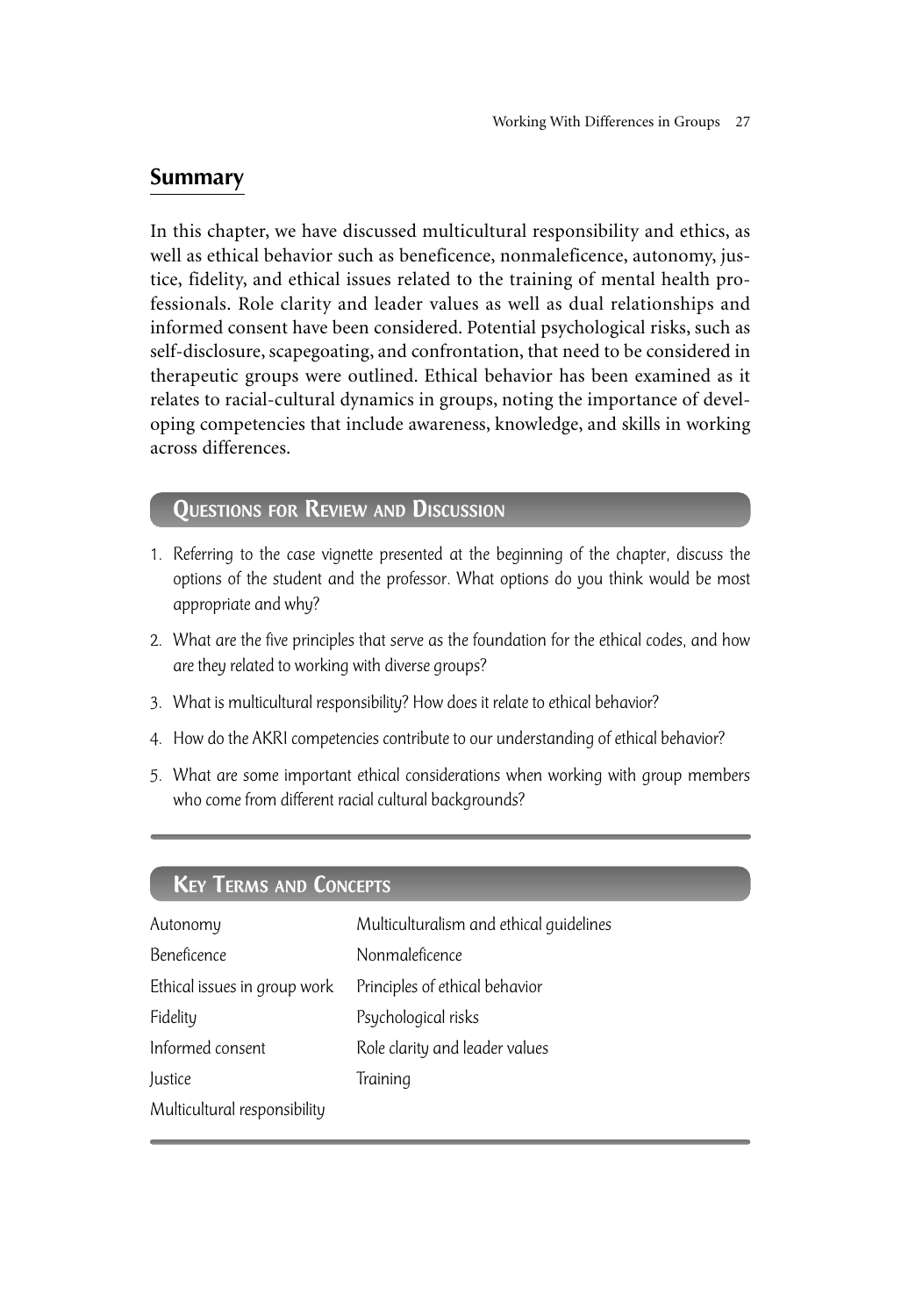## Summary

In this chapter, we have discussed multicultural responsibility and ethics, as well as ethical behavior such as beneficence, nonmaleficence, autonomy, justice, fidelity, and ethical issues related to the training of mental health professionals. Role clarity and leader values as well as dual relationships and informed consent have been considered. Potential psychological risks, such as self-disclosure, scapegoating, and confrontation, that need to be considered in therapeutic groups were outlined. Ethical behavior has been examined as it relates to racial-cultural dynamics in groups, noting the importance of developing competencies that include awareness, knowledge, and skills in working across differences.

### Questions for Review and Discussion

1. Referring to the case vignette presented at the beginning of the chapter, discuss the options of the student and the professor. What options do you think would be most appropriate and why?
2. What are the five principles that serve as the foundation for the ethical codes, and how are they related to working with diverse groups?
3. What is multicultural responsibility? How does it relate to ethical behavior?
4. How do the AKRI competencies contribute to our understanding of ethical behavior?
5. What are some important ethical considerations when working with group members who come from different racial cultural backgrounds?

### Key Terms and Concepts

| | |
|---|---|
| Autonomy | Multiculturalism and ethical guidelines |
| Beneficence | Nonmaleficence |
| Ethical issues in group work | Principles of ethical behavior |
| Fidelity | Psychological risks |
| Informed consent | Role clarity and leader values |
| Justice | Training |
| Multicultural responsibility | |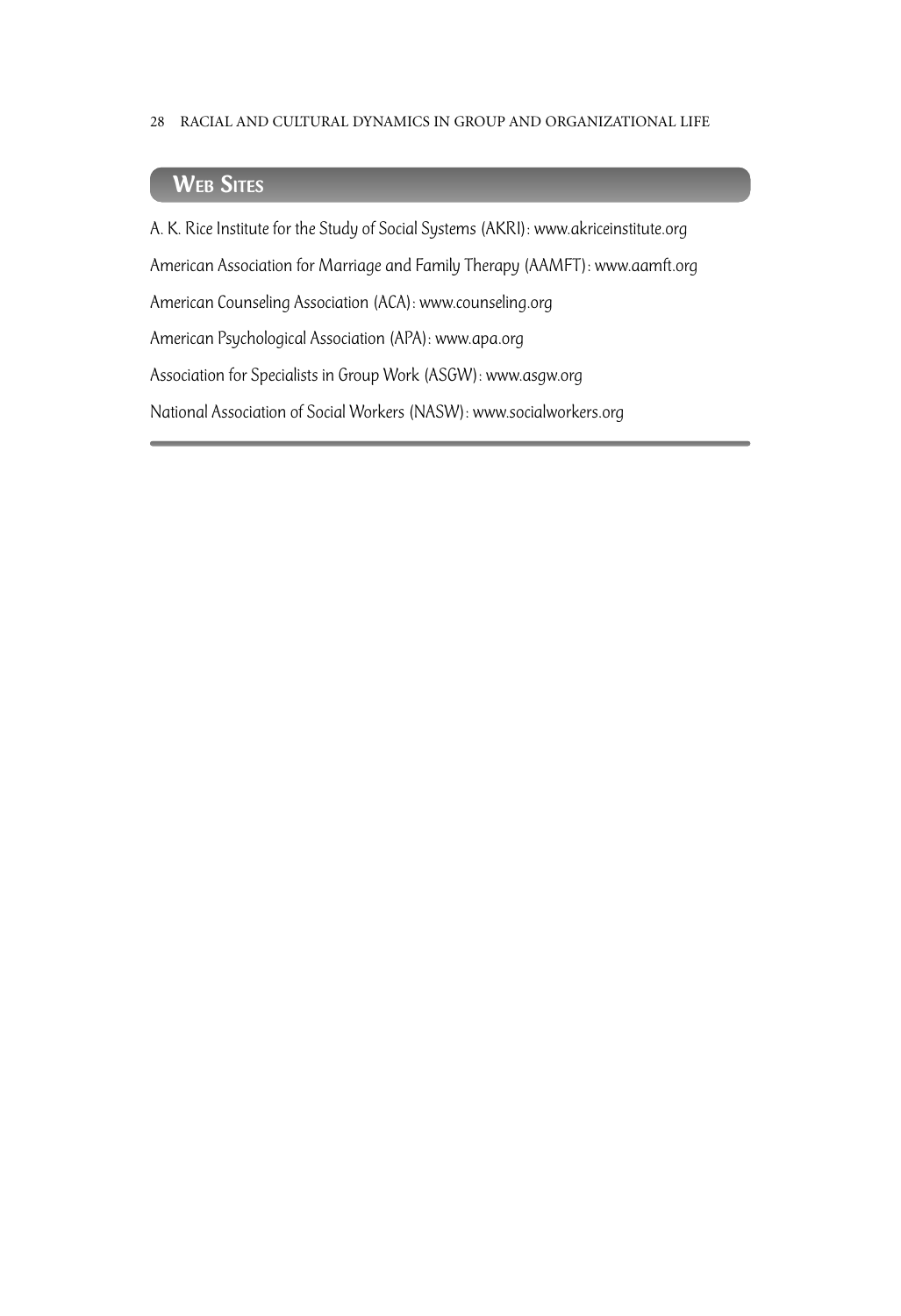## WEB SITES

A. K. Rice Institute for the Study of Social Systems (AKRI): www.akriceinstitute.org

American Association for Marriage and Family Therapy (AAMFT): www.aamft.org

American Counseling Association (ACA): www.counseling.org

American Psychological Association (APA): www.apa.org

Association for Specialists in Group Work (ASGW): www.asgw.org

National Association of Social Workers (NASW): www.socialworkers.org